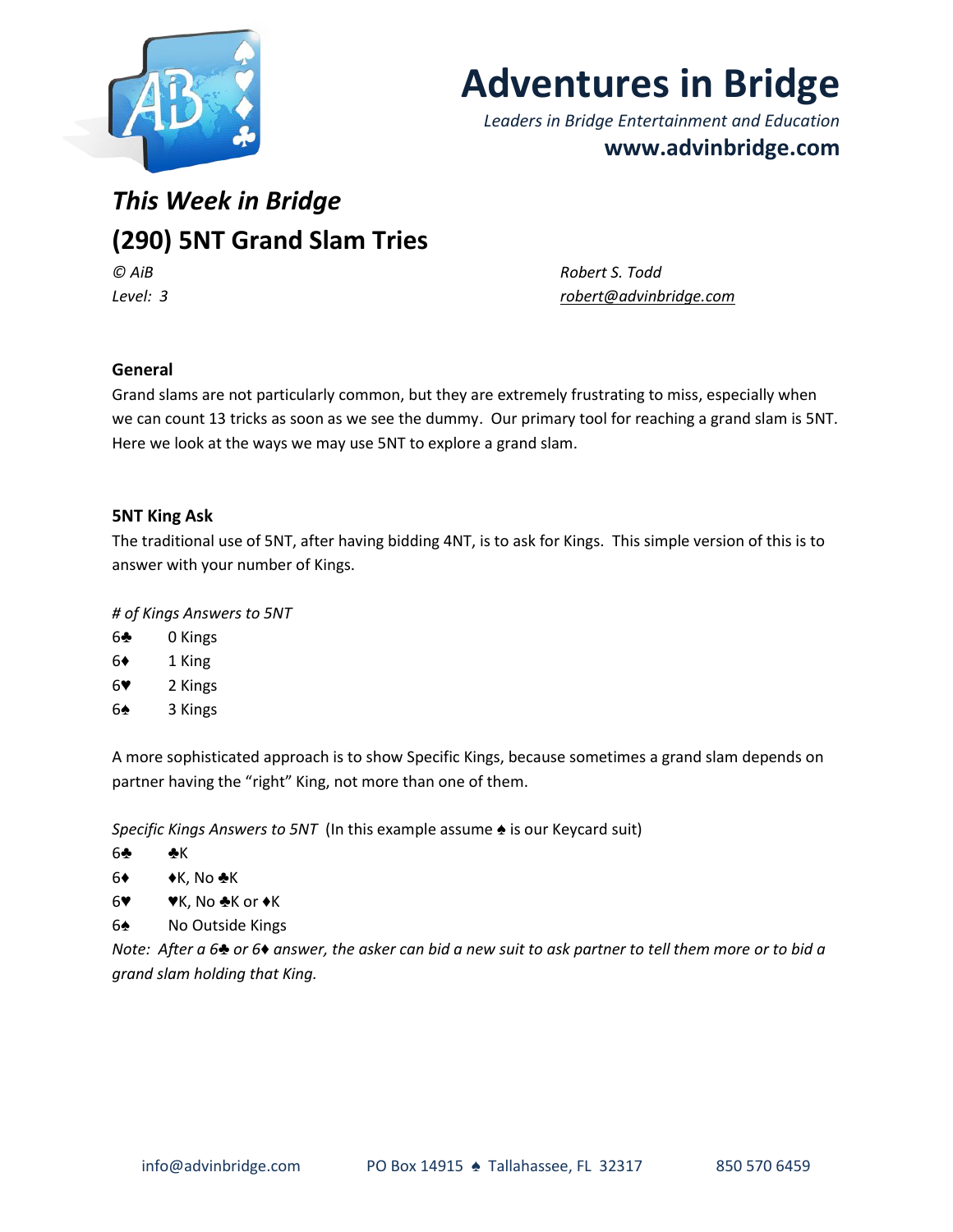# Adventures in Bridge

*Leaders in Bridge Entertainment and Education*

**www.advinbridge.com**

## *This Week in Bridge*

## (290) 5NT Grand Slam Tries

*© AiB* *Robert S. Todd*

*Level: 3* *robert@advinbridge.com*

### General

Grand slams are not particularly common, but they are extremely frustrating to miss, especially when we can count 13 tricks as soon as we see the dummy. Our primary tool for reaching a grand slam is 5NT. Here we look at the ways we may use 5NT to explore a grand slam.

### 5NT King Ask

The traditional use of 5NT, after having bidding 4NT, is to ask for Kings. This simple version of this is to answer with your number of Kings.

*# of Kings Answers to 5NT*

| | |
|---|---|
| 6♣ | 0 Kings |
| 6♦ | 1 King |
| 6♥ | 2 Kings |
| 6♠ | 3 Kings |

A more sophisticated approach is to show Specific Kings, because sometimes a grand slam depends on partner having the "right" King, not more than one of them.

*Specific Kings Answers to 5NT* (In this example assume ♠ is our Keycard suit)

| | |
|---|---|
| 6♣ | ♣K |
| 6♦ | ♦K, No ♣K |
| 6♥ | ♥K, No ♣K or ♦K |
| 6♠ | No Outside Kings |

*Note: After a 6♣ or 6♦ answer, the asker can bid a new suit to ask partner to tell them more or to bid a grand slam holding that King.*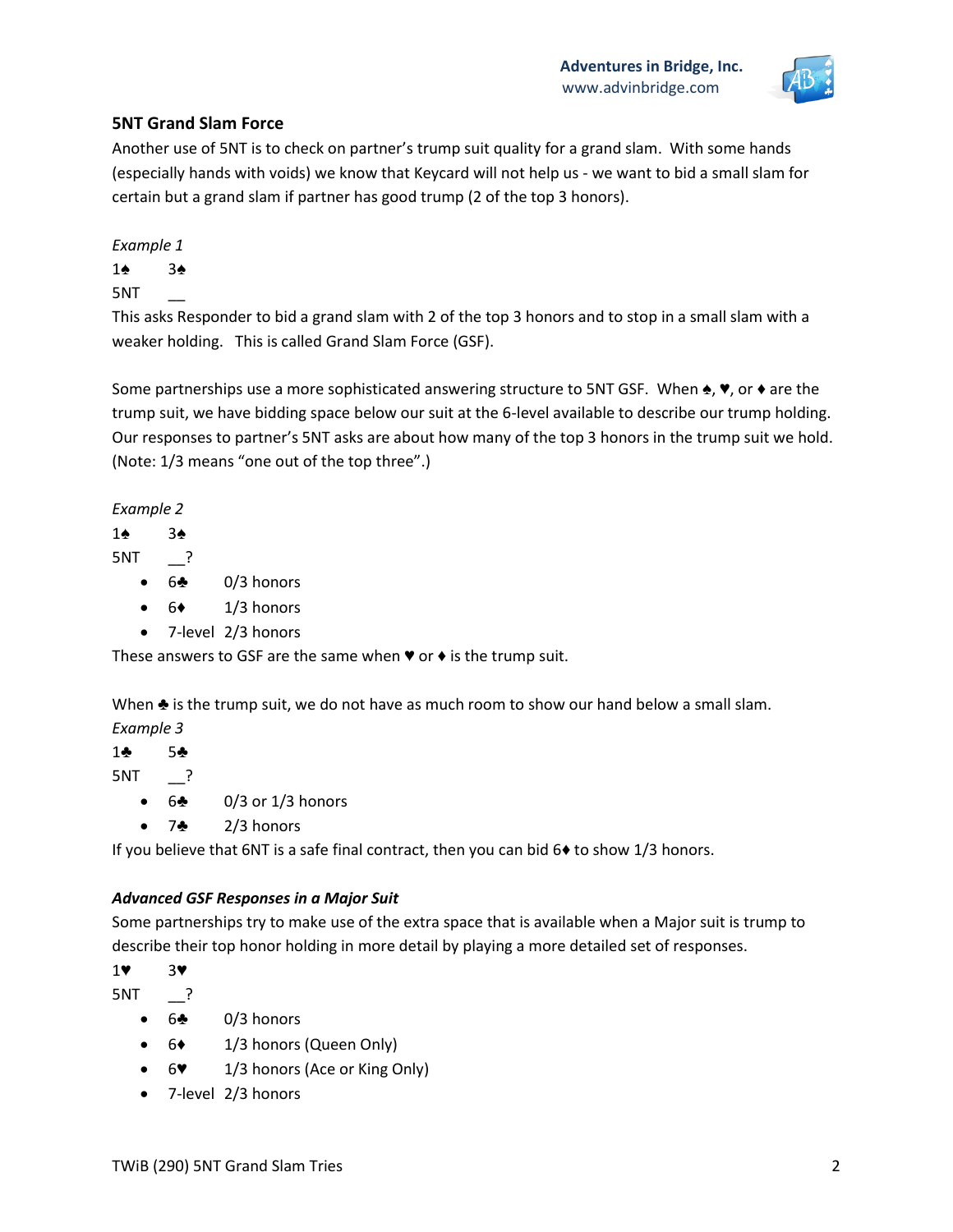## 5NT Grand Slam Force

Another use of 5NT is to check on partner's trump suit quality for a grand slam. With some hands (especially hands with voids) we know that Keycard will not help us - we want to bid a small slam for certain but a grand slam if partner has good trump (2 of the top 3 honors).

*Example 1*

1♠ 3♠
5NT __

This asks Responder to bid a grand slam with 2 of the top 3 honors and to stop in a small slam with a weaker holding. This is called Grand Slam Force (GSF).

Some partnerships use a more sophisticated answering structure to 5NT GSF. When ♠, ♥, or ♦ are the trump suit, we have bidding space below our suit at the 6-level available to describe our trump holding. Our responses to partner's 5NT asks are about how many of the top 3 honors in the trump suit we hold. (Note: 1/3 means "one out of the top three".)

*Example 2*

1♠ 3♠
5NT __?

- 6♣ 0/3 honors
- 6♦ 1/3 honors
- 7-level 2/3 honors

These answers to GSF are the same when ♥ or ♦ is the trump suit.

When ♣ is the trump suit, we do not have as much room to show our hand below a small slam.

*Example 3*

1♣ 5♣
5NT __?

- 6♣ 0/3 or 1/3 honors
- 7♣ 2/3 honors

If you believe that 6NT is a safe final contract, then you can bid 6♦ to show 1/3 honors.

### *Advanced GSF Responses in a Major Suit*

Some partnerships try to make use of the extra space that is available when a Major suit is trump to describe their top honor holding in more detail by playing a more detailed set of responses.

1♥ 3♥
5NT __?

- 6♣ 0/3 honors
- 6♦ 1/3 honors (Queen Only)
- 6♥ 1/3 honors (Ace or King Only)
- 7-level 2/3 honors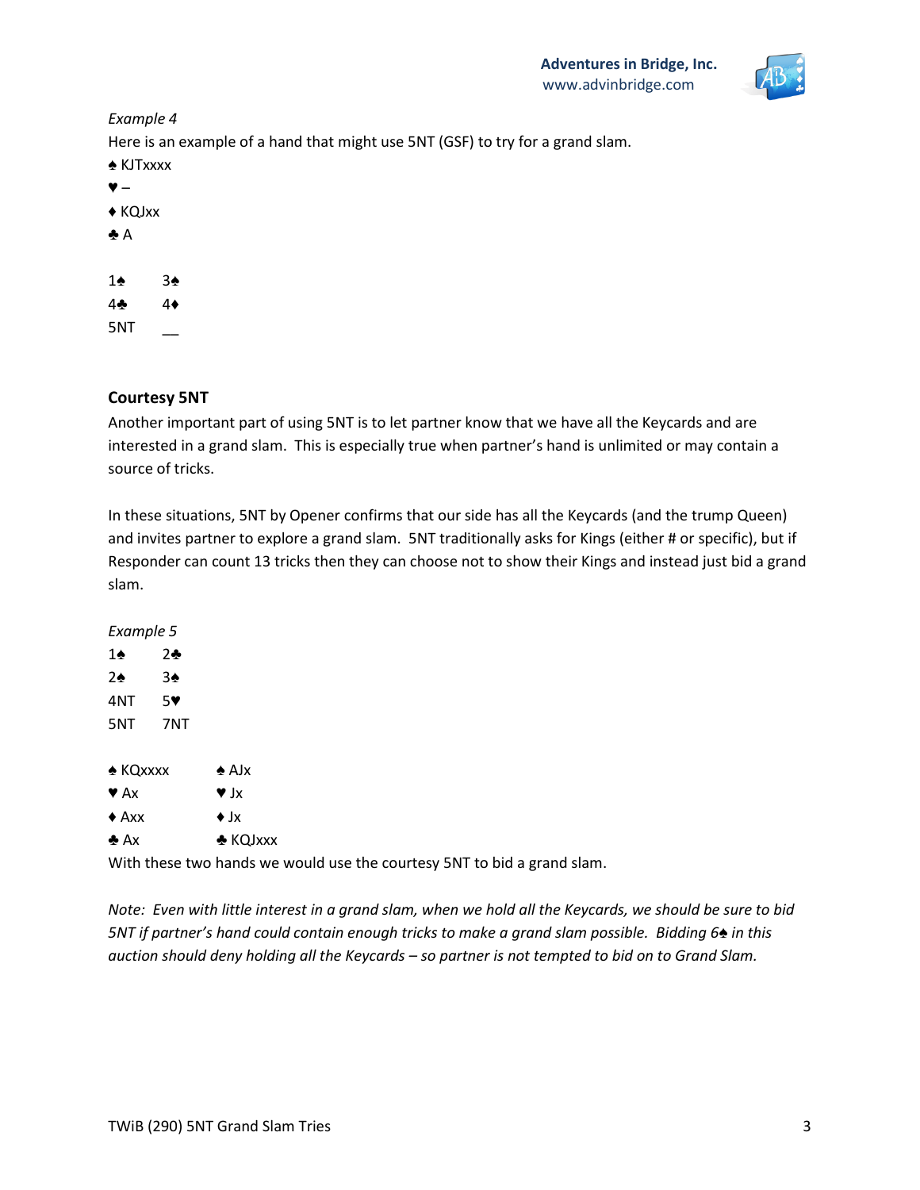*Example 4*

Here is an example of a hand that might use 5NT (GSF) to try for a grand slam.

♠ KJTxxxx
♥ –
♦ KQJxx
♣ A

| | |
|---|---|
| 1♠ | 3♠ |
| 4♣ | 4♦ |
| 5NT | __ |

## Courtesy 5NT

Another important part of using 5NT is to let partner know that we have all the Keycards and are interested in a grand slam. This is especially true when partner's hand is unlimited or may contain a source of tricks.

In these situations, 5NT by Opener confirms that our side has all the Keycards (and the trump Queen) and invites partner to explore a grand slam. 5NT traditionally asks for Kings (either # or specific), but if Responder can count 13 tricks then they can choose not to show their Kings and instead just bid a grand slam.

*Example 5*

| | |
|---|---|
| 1♠ | 2♣ |
| 2♠ | 3♠ |
| 4NT | 5♥ |
| 5NT | 7NT |

| | |
|---|---|
| ♠ KQxxxx | ♠ AJx |
| ♥ Ax | ♥ Jx |
| ♦ Axx | ♦ Jx |
| ♣ Ax | ♣ KQJxxx |

With these two hands we would use the courtesy 5NT to bid a grand slam.

*Note: Even with little interest in a grand slam, when we hold all the Keycards, we should be sure to bid 5NT if partner's hand could contain enough tricks to make a grand slam possible. Bidding 6♠ in this auction should deny holding all the Keycards – so partner is not tempted to bid on to Grand Slam.*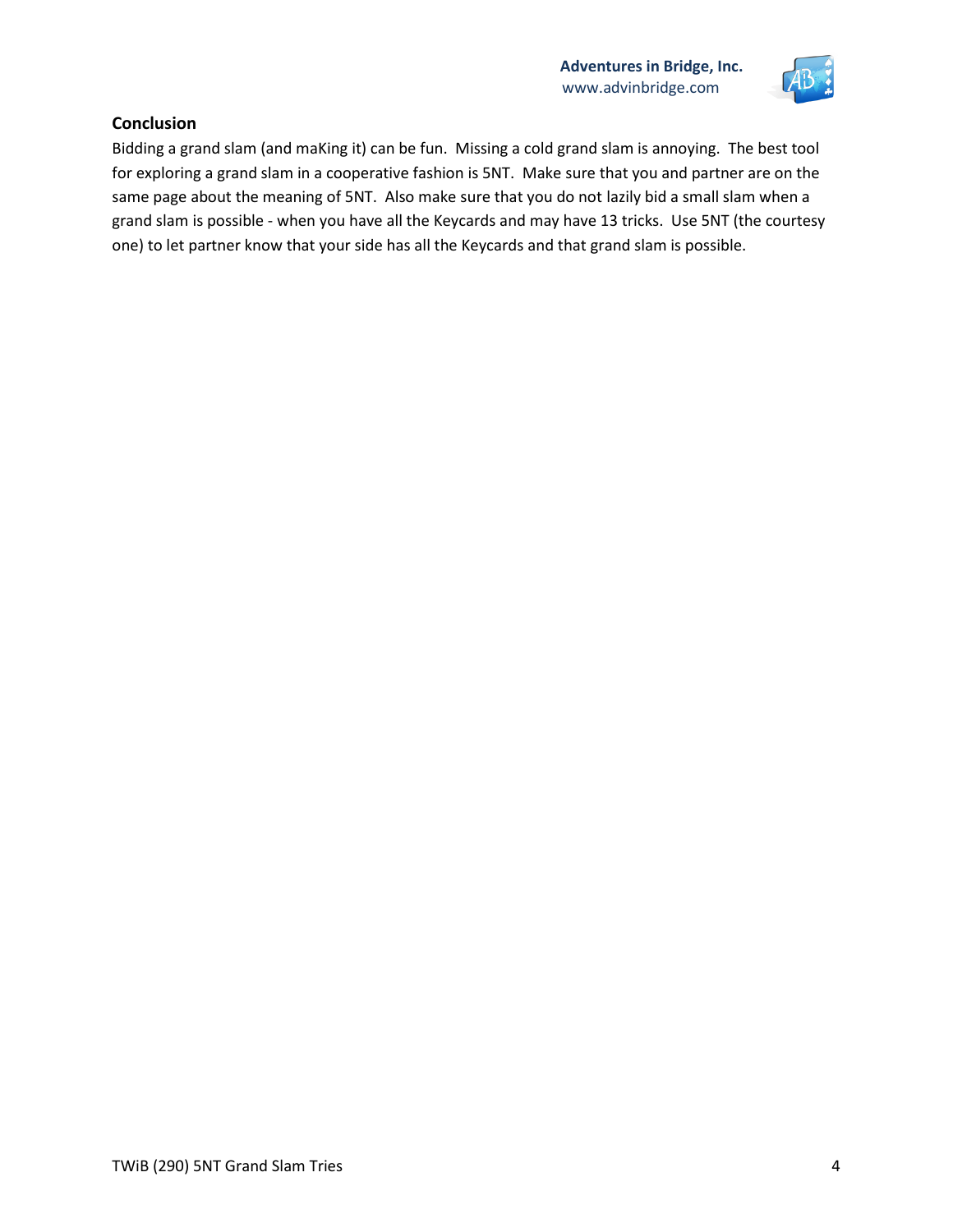## Conclusion

Bidding a grand slam (and maKing it) can be fun. Missing a cold grand slam is annoying. The best tool for exploring a grand slam in a cooperative fashion is 5NT. Make sure that you and partner are on the same page about the meaning of 5NT. Also make sure that you do not lazily bid a small slam when a grand slam is possible - when you have all the Keycards and may have 13 tricks. Use 5NT (the courtesy one) to let partner know that your side has all the Keycards and that grand slam is possible.